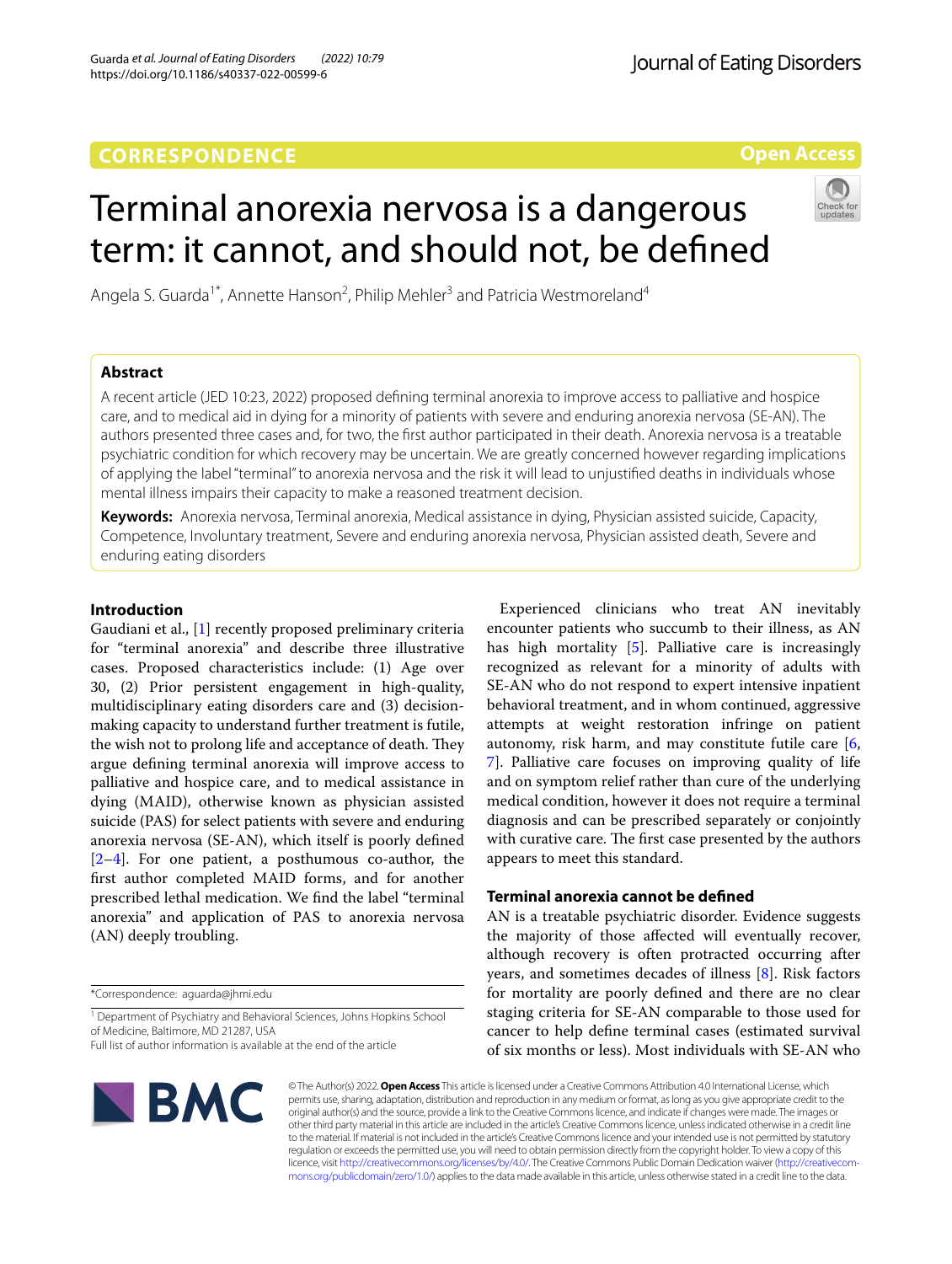CORRESPONDENCE

Open Access

# Terminal anorexia nervosa is a dangerous term: it cannot, and should not, be defined

Angela S. Guarda[1*], Annette Hanson[2], Philip Mehler[3] and Patricia Westmoreland[4]

## Abstract

A recent article (JED 10:23, 2022) proposed defining terminal anorexia to improve access to palliative and hospice care, and to medical aid in dying for a minority of patients with severe and enduring anorexia nervosa (SE-AN). The authors presented three cases and, for two, the first author participated in their death. Anorexia nervosa is a treatable psychiatric condition for which recovery may be uncertain. We are greatly concerned however regarding implications of applying the label "terminal" to anorexia nervosa and the risk it will lead to unjustified deaths in individuals whose mental illness impairs their capacity to make a reasoned treatment decision.

**Keywords:** Anorexia nervosa, Terminal anorexia, Medical assistance in dying, Physician assisted suicide, Capacity, Competence, Involuntary treatment, Severe and enduring anorexia nervosa, Physician assisted death, Severe and enduring eating disorders

## Introduction

Gaudiani et al., [1] recently proposed preliminary criteria for "terminal anorexia" and describe three illustrative cases. Proposed characteristics include: (1) Age over 30, (2) Prior persistent engagement in high-quality, multidisciplinary eating disorders care and (3) decision-making capacity to understand further treatment is futile, the wish not to prolong life and acceptance of death. They argue defining terminal anorexia will improve access to palliative and hospice care, and to medical assistance in dying (MAID), otherwise known as physician assisted suicide (PAS) for select patients with severe and enduring anorexia nervosa (SE-AN), which itself is poorly defined [2–4]. For one patient, a posthumous co-author, the first author completed MAID forms, and for another prescribed lethal medication. We find the label "terminal anorexia" and application of PAS to anorexia nervosa (AN) deeply troubling.

Experienced clinicians who treat AN inevitably encounter patients who succumb to their illness, as AN has high mortality [5]. Palliative care is increasingly recognized as relevant for a minority of adults with SE-AN who do not respond to expert intensive inpatient behavioral treatment, and in whom continued, aggressive attempts at weight restoration infringe on patient autonomy, risk harm, and may constitute futile care [6, 7]. Palliative care focuses on improving quality of life and on symptom relief rather than cure of the underlying medical condition, however it does not require a terminal diagnosis and can be prescribed separately or conjointly with curative care. The first case presented by the authors appears to meet this standard.

## Terminal anorexia cannot be defined

AN is a treatable psychiatric disorder. Evidence suggests the majority of those affected will eventually recover, although recovery is often protracted occurring after years, and sometimes decades of illness [8]. Risk factors for mortality are poorly defined and there are no clear staging criteria for SE-AN comparable to those used for cancer to help define terminal cases (estimated survival of six months or less). Most individuals with SE-AN who

*Correspondence: aguarda@jhmi.edu

[1] Department of Psychiatry and Behavioral Sciences, Johns Hopkins School of Medicine, Baltimore, MD 21287, USA

Full list of author information is available at the end of the article

© The Author(s) 2022. **Open Access** This article is licensed under a Creative Commons Attribution 4.0 International License, which permits use, sharing, adaptation, distribution and reproduction in any medium or format, as long as you give appropriate credit to the original author(s) and the source, provide a link to the Creative Commons licence, and indicate if changes were made. The images or other third party material in this article are included in the article's Creative Commons licence, unless indicated otherwise in a credit line to the material. If material is not included in the article's Creative Commons licence and your intended use is not permitted by statutory regulation or exceeds the permitted use, you will need to obtain permission directly from the copyright holder. To view a copy of this licence, visit http://creativecommons.org/licenses/by/4.0/. The Creative Commons Public Domain Dedication waiver (http://creativecommons.org/publicdomain/zero/1.0/) applies to the data made available in this article, unless otherwise stated in a credit line to the data.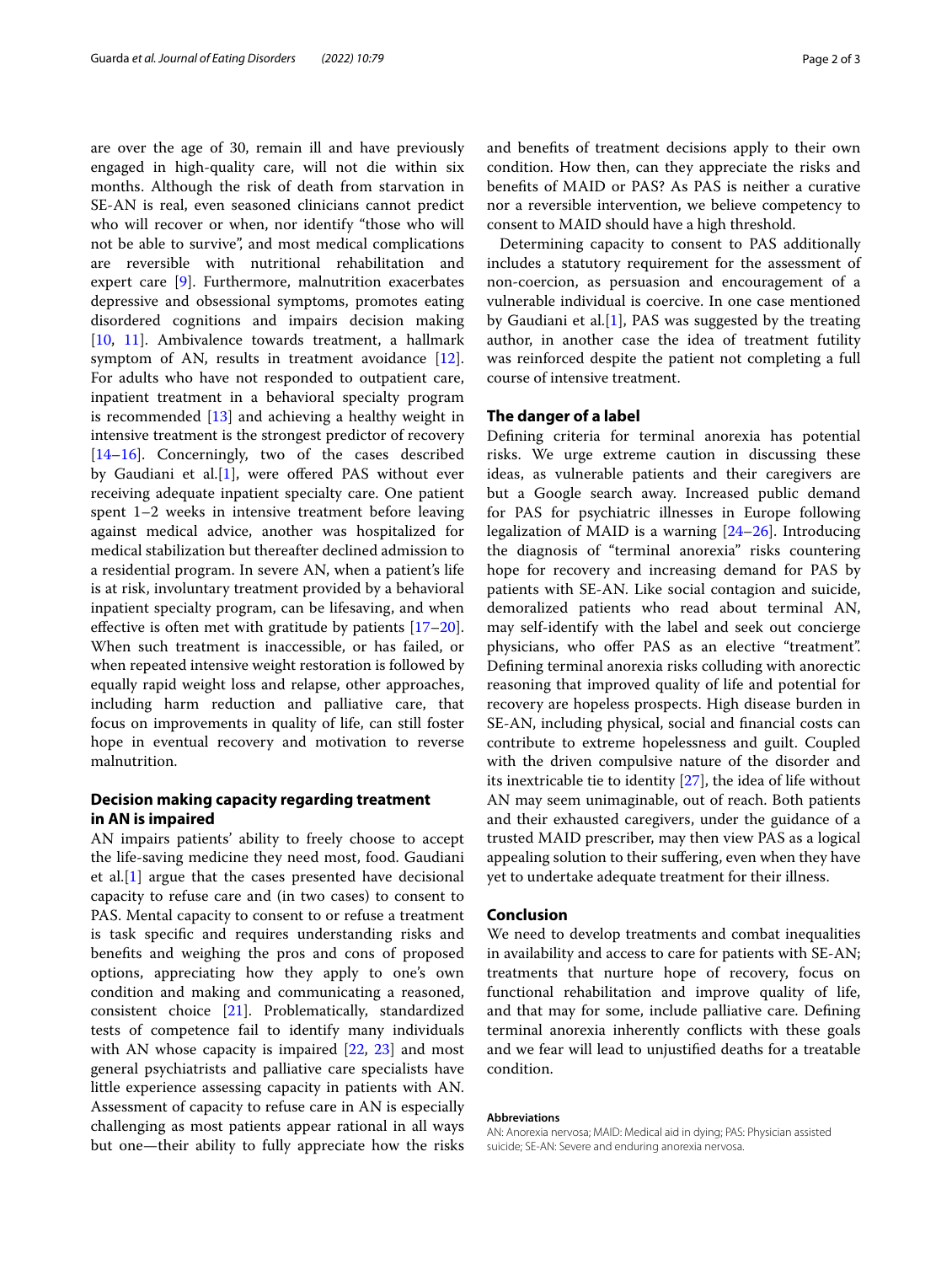are over the age of 30, remain ill and have previously engaged in high-quality care, will not die within six months. Although the risk of death from starvation in SE-AN is real, even seasoned clinicians cannot predict who will recover or when, nor identify "those who will not be able to survive", and most medical complications are reversible with nutritional rehabilitation and expert care [9]. Furthermore, malnutrition exacerbates depressive and obsessional symptoms, promotes eating disordered cognitions and impairs decision making [10, 11]. Ambivalence towards treatment, a hallmark symptom of AN, results in treatment avoidance [12]. For adults who have not responded to outpatient care, inpatient treatment in a behavioral specialty program is recommended [13] and achieving a healthy weight in intensive treatment is the strongest predictor of recovery [14–16]. Concerningly, two of the cases described by Gaudiani et al.[1], were offered PAS without ever receiving adequate inpatient specialty care. One patient spent 1–2 weeks in intensive treatment before leaving against medical advice, another was hospitalized for medical stabilization but thereafter declined admission to a residential program. In severe AN, when a patient's life is at risk, involuntary treatment provided by a behavioral inpatient specialty program, can be lifesaving, and when effective is often met with gratitude by patients [17–20]. When such treatment is inaccessible, or has failed, or when repeated intensive weight restoration is followed by equally rapid weight loss and relapse, other approaches, including harm reduction and palliative care, that focus on improvements in quality of life, can still foster hope in eventual recovery and motivation to reverse malnutrition.

## Decision making capacity regarding treatment in AN is impaired

AN impairs patients' ability to freely choose to accept the life-saving medicine they need most, food. Gaudiani et al.[1] argue that the cases presented have decisional capacity to refuse care and (in two cases) to consent to PAS. Mental capacity to consent to or refuse a treatment is task specific and requires understanding risks and benefits and weighing the pros and cons of proposed options, appreciating how they apply to one's own condition and making and communicating a reasoned, consistent choice [21]. Problematically, standardized tests of competence fail to identify many individuals with AN whose capacity is impaired [22, 23] and most general psychiatrists and palliative care specialists have little experience assessing capacity in patients with AN. Assessment of capacity to refuse care in AN is especially challenging as most patients appear rational in all ways but one—their ability to fully appreciate how the risks and benefits of treatment decisions apply to their own condition. How then, can they appreciate the risks and benefits of MAID or PAS? As PAS is neither a curative nor a reversible intervention, we believe competency to consent to MAID should have a high threshold.

Determining capacity to consent to PAS additionally includes a statutory requirement for the assessment of non-coercion, as persuasion and encouragement of a vulnerable individual is coercive. In one case mentioned by Gaudiani et al.[1], PAS was suggested by the treating author, in another case the idea of treatment futility was reinforced despite the patient not completing a full course of intensive treatment.

## The danger of a label

Defining criteria for terminal anorexia has potential risks. We urge extreme caution in discussing these ideas, as vulnerable patients and their caregivers are but a Google search away. Increased public demand for PAS for psychiatric illnesses in Europe following legalization of MAID is a warning [24–26]. Introducing the diagnosis of "terminal anorexia" risks countering hope for recovery and increasing demand for PAS by patients with SE-AN. Like social contagion and suicide, demoralized patients who read about terminal AN, may self-identify with the label and seek out concierge physicians, who offer PAS as an elective "treatment". Defining terminal anorexia risks colluding with anorectic reasoning that improved quality of life and potential for recovery are hopeless prospects. High disease burden in SE-AN, including physical, social and financial costs can contribute to extreme hopelessness and guilt. Coupled with the driven compulsive nature of the disorder and its inextricable tie to identity [27], the idea of life without AN may seem unimaginable, out of reach. Both patients and their exhausted caregivers, under the guidance of a trusted MAID prescriber, may then view PAS as a logical appealing solution to their suffering, even when they have yet to undertake adequate treatment for their illness.

## Conclusion

We need to develop treatments and combat inequalities in availability and access to care for patients with SE-AN; treatments that nurture hope of recovery, focus on functional rehabilitation and improve quality of life, and that may for some, include palliative care. Defining terminal anorexia inherently conflicts with these goals and we fear will lead to unjustified deaths for a treatable condition.

#### Abbreviations

AN: Anorexia nervosa; MAID: Medical aid in dying; PAS: Physician assisted suicide; SE-AN: Severe and enduring anorexia nervosa.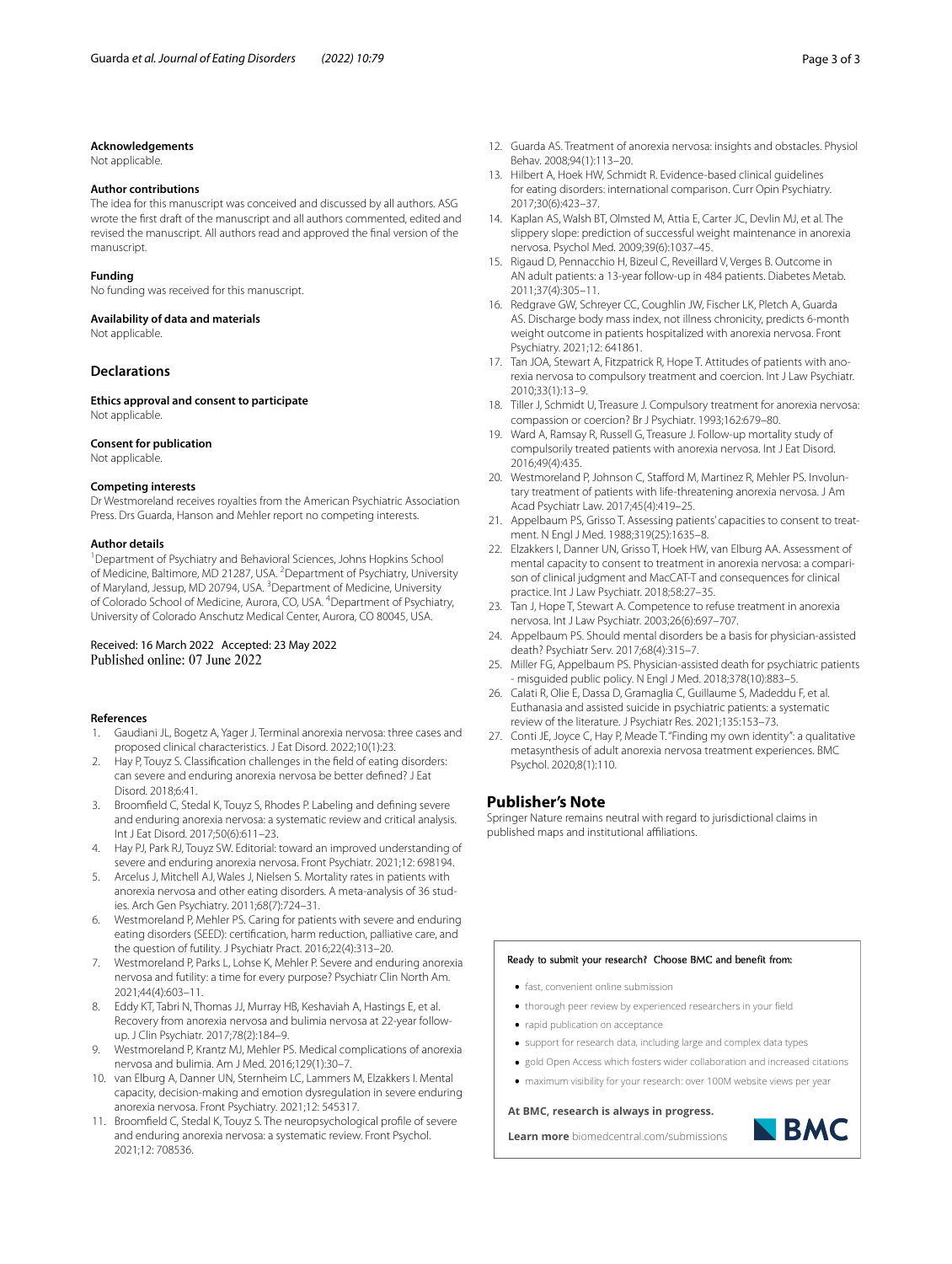### Acknowledgements

Not applicable.

### Author contributions

The idea for this manuscript was conceived and discussed by all authors. ASG wrote the first draft of the manuscript and all authors commented, edited and revised the manuscript. All authors read and approved the final version of the manuscript.

### Funding

No funding was received for this manuscript.

### Availability of data and materials

Not applicable.

## Declarations

### Ethics approval and consent to participate

Not applicable.

### Consent for publication

Not applicable.

### Competing interests

Dr Westmoreland receives royalties from the American Psychiatric Association Press. Drs Guarda, Hanson and Mehler report no competing interests.

### Author details

[1]Department of Psychiatry and Behavioral Sciences, Johns Hopkins School of Medicine, Baltimore, MD 21287, USA. [2]Department of Psychiatry, University of Maryland, Jessup, MD 20794, USA. [3]Department of Medicine, University of Colorado School of Medicine, Aurora, CO, USA. [4]Department of Psychiatry, University of Colorado Anschutz Medical Center, Aurora, CO 80045, USA.

Received: 16 March 2022 Accepted: 23 May 2022
Published online: 07 June 2022

### References

1. Gaudiani JL, Bogetz A, Yager J. Terminal anorexia nervosa: three cases and proposed clinical characteristics. J Eat Disord. 2022;10(1):23.
2. Hay P, Touyz S. Classification challenges in the field of eating disorders: can severe and enduring anorexia nervosa be better defined? J Eat Disord. 2018;6:41.
3. Broomfield C, Stedal K, Touyz S, Rhodes P. Labeling and defining severe and enduring anorexia nervosa: a systematic review and critical analysis. Int J Eat Disord. 2017;50(6):611–23.
4. Hay PJ, Park RJ, Touyz SW. Editorial: toward an improved understanding of severe and enduring anorexia nervosa. Front Psychiatr. 2021;12: 698194.
5. Arcelus J, Mitchell AJ, Wales J, Nielsen S. Mortality rates in patients with anorexia nervosa and other eating disorders. A meta-analysis of 36 studies. Arch Gen Psychiatry. 2011;68(7):724–31.
6. Westmoreland P, Mehler PS. Caring for patients with severe and enduring eating disorders (SEED): certification, harm reduction, palliative care, and the question of futility. J Psychiatr Pract. 2016;22(4):313–20.
7. Westmoreland P, Parks L, Lohse K, Mehler P. Severe and enduring anorexia nervosa and futility: a time for every purpose? Psychiatr Clin North Am. 2021;44(4):603–11.
8. Eddy KT, Tabri N, Thomas JJ, Murray HB, Keshaviah A, Hastings E, et al. Recovery from anorexia nervosa and bulimia nervosa at 22-year follow-up. J Clin Psychiatr. 2017;78(2):184–9.
9. Westmoreland P, Krantz MJ, Mehler PS. Medical complications of anorexia nervosa and bulimia. Am J Med. 2016;129(1):30–7.
10. van Elburg A, Danner UN, Sternheim LC, Lammers M, Elzakkers I. Mental capacity, decision-making and emotion dysregulation in severe enduring anorexia nervosa. Front Psychiatr. 2021;12: 545317.
11. Broomfield C, Stedal K, Touyz S. The neuropsychological profile of severe and enduring anorexia nervosa: a systematic review. Front Psychol. 2021;12: 708536.
12. Guarda AS. Treatment of anorexia nervosa: insights and obstacles. Physiol Behav. 2008;94(1):113–20.
13. Hilbert A, Hoek HW, Schmidt R. Evidence-based clinical guidelines for eating disorders: international comparison. Curr Opin Psychiatry. 2017;30(6):423–37.
14. Kaplan AS, Walsh BT, Olmsted M, Attia E, Carter JC, Devlin MJ, et al. The slippery slope: prediction of successful weight maintenance in anorexia nervosa. Psychol Med. 2009;39(6):1037–45.
15. Rigaud D, Pennacchio H, Bizeul C, Reveillard V, Verges B. Outcome in AN adult patients: a 13-year follow-up in 484 patients. Diabetes Metab. 2011;37(4):305–11.
16. Redgrave GW, Schreyer CC, Coughlin JW, Fischer LK, Pletch A, Guarda AS. Discharge body mass index, not illness chronicity, predicts 6-month weight outcome in patients hospitalized with anorexia nervosa. Front Psychiatry. 2021;12: 641861.
17. Tan JOA, Stewart A, Fitzpatrick R, Hope T. Attitudes of patients with anorexia nervosa to compulsory treatment and coercion. Int J Law Psychiatr. 2010;33(1):13–9.
18. Tiller J, Schmidt U, Treasure J. Compulsory treatment for anorexia nervosa: compassion or coercion? Br J Psychiatr. 1993;162:679–80.
19. Ward A, Ramsay R, Russell G, Treasure J. Follow-up mortality study of compulsorily treated patients with anorexia nervosa. Int J Eat Disord. 2016;49(4):435.
20. Westmoreland P, Johnson C, Stafford M, Martinez R, Mehler PS. Involuntary treatment of patients with life-threatening anorexia nervosa. J Am Acad Psychiatr Law. 2017;45(4):419–25.
21. Appelbaum PS, Grisso T. Assessing patients' capacities to consent to treatment. N Engl J Med. 1988;319(25):1635–8.
22. Elzakkers I, Danner UN, Grisso T, Hoek HW, van Elburg AA. Assessment of mental capacity to consent to treatment in anorexia nervosa: a comparison of clinical judgment and MacCAT-T and consequences for clinical practice. Int J Law Psychiatr. 2018;58:27–35.
23. Tan J, Hope T, Stewart A. Competence to refuse treatment in anorexia nervosa. Int J Law Psychiatr. 2003;26(6):697–707.
24. Appelbaum PS. Should mental disorders be a basis for physician-assisted death? Psychiatr Serv. 2017;68(4):315–7.
25. Miller FG, Appelbaum PS. Physician-assisted death for psychiatric patients - misguided public policy. N Engl J Med. 2018;378(10):883–5.
26. Calati R, Olie E, Dassa D, Gramaglia C, Guillaume S, Madeddu F, et al. Euthanasia and assisted suicide in psychiatric patients: a systematic review of the literature. J Psychiatr Res. 2021;135:153–73.
27. Conti JE, Joyce C, Hay P, Meade T. "Finding my own identity": a qualitative metasynthesis of adult anorexia nervosa treatment experiences. BMC Psychol. 2020;8(1):110.

## Publisher's Note

Springer Nature remains neutral with regard to jurisdictional claims in published maps and institutional affiliations.

Ready to submit your research? Choose BMC and benefit from:

- fast, convenient online submission
- thorough peer review by experienced researchers in your field
- rapid publication on acceptance
- support for research data, including large and complex data types
- gold Open Access which fosters wider collaboration and increased citations
- maximum visibility for your research: over 100M website views per year

**At BMC, research is always in progress.**

**Learn more** biomedcentral.com/submissions

BMC